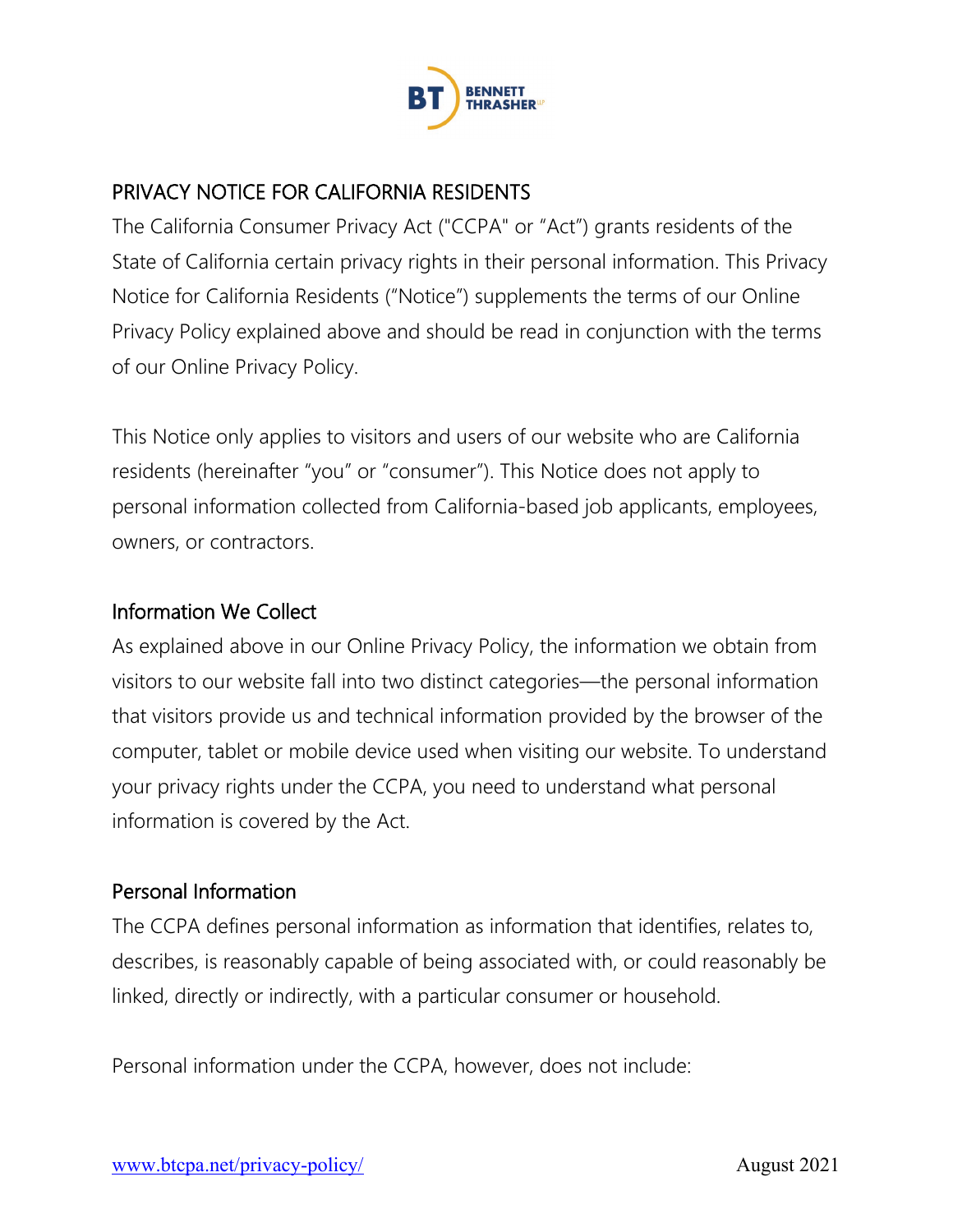## PRIVACY NOTICE FOR CALIFORNIA RESIDENTS

The California Consumer Privacy Act ("CCPA" or "Act") grants residents of the State of California certain privacy rights in their personal information. This Privacy Notice for California Residents ("Notice") supplements the terms of our Online Privacy Policy explained above and should be read in conjunction with the terms of our Online Privacy Policy.

This Notice only applies to visitors and users of our website who are California residents (hereinafter "you" or "consumer"). This Notice does not apply to personal information collected from California-based job applicants, employees, owners, or contractors.

### Information We Collect

As explained above in our Online Privacy Policy, the information we obtain from visitors to our website fall into two distinct categories—the personal information that visitors provide us and technical information provided by the browser of the computer, tablet or mobile device used when visiting our website. To understand your privacy rights under the CCPA, you need to understand what personal information is covered by the Act.

### Personal Information

The CCPA defines personal information as information that identifies, relates to, describes, is reasonably capable of being associated with, or could reasonably be linked, directly or indirectly, with a particular consumer or household.

Personal information under the CCPA, however, does not include: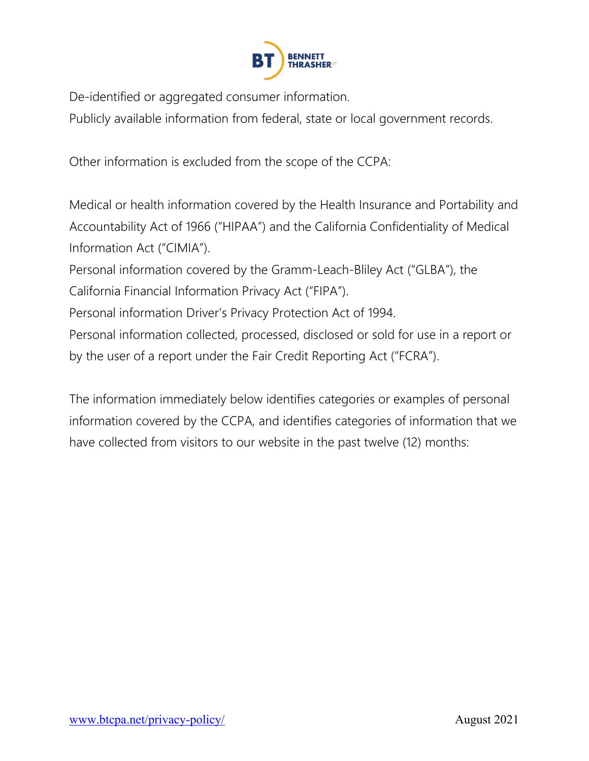De-identified or aggregated consumer information.

Publicly available information from federal, state or local government records.

Other information is excluded from the scope of the CCPA:

Medical or health information covered by the Health Insurance and Portability and Accountability Act of 1966 ("HIPAA") and the California Confidentiality of Medical Information Act ("CIMIA").

Personal information covered by the Gramm-Leach-Bliley Act ("GLBA"), the California Financial Information Privacy Act ("FIPA").

Personal information Driver's Privacy Protection Act of 1994.

Personal information collected, processed, disclosed or sold for use in a report or by the user of a report under the Fair Credit Reporting Act ("FCRA").

The information immediately below identifies categories or examples of personal information covered by the CCPA, and identifies categories of information that we have collected from visitors to our website in the past twelve (12) months: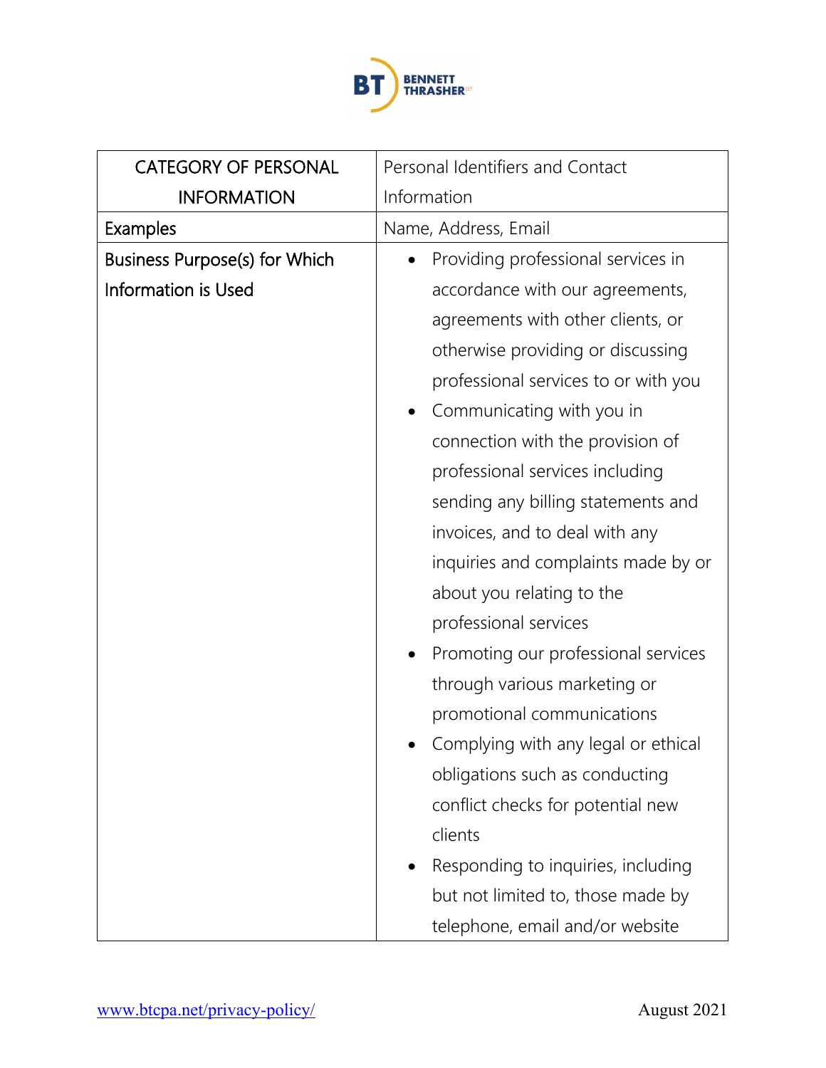| CATEGORY OF PERSONAL INFORMATION | Personal Identifiers and Contact Information |
|---|---|
| Examples | Name, Address, Email |
| Business Purpose(s) for Which Information is Used | • Providing professional services in accordance with our agreements, agreements with other clients, or otherwise providing or discussing professional services to or with you<br>• Communicating with you in connection with the provision of professional services including sending any billing statements and invoices, and to deal with any inquiries and complaints made by or about you relating to the professional services<br>• Promoting our professional services through various marketing or promotional communications<br>• Complying with any legal or ethical obligations such as conducting conflict checks for potential new clients<br>• Responding to inquiries, including but not limited to, those made by telephone, email and/or website |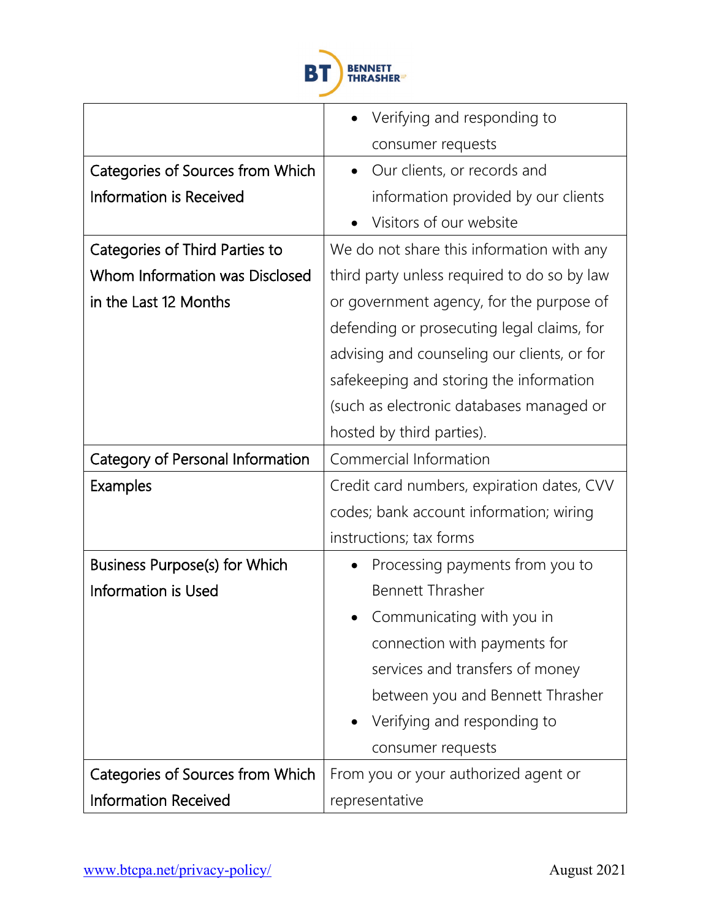| | |
|---|---|
| | • Verifying and responding to consumer requests |
| Categories of Sources from Which Information is Received | • Our clients, or records and information provided by our clients<br>• Visitors of our website |
| Categories of Third Parties to Whom Information was Disclosed in the Last 12 Months | We do not share this information with any third party unless required to do so by law or government agency, for the purpose of defending or prosecuting legal claims, for advising and counseling our clients, or for safekeeping and storing the information (such as electronic databases managed or hosted by third parties). |
| Category of Personal Information | Commercial Information |
| Examples | Credit card numbers, expiration dates, CVV codes; bank account information; wiring instructions; tax forms |
| Business Purpose(s) for Which Information is Used | • Processing payments from you to Bennett Thrasher<br>• Communicating with you in connection with payments for services and transfers of money between you and Bennett Thrasher<br>• Verifying and responding to consumer requests |
| Categories of Sources from Which Information Received | From you or your authorized agent or representative |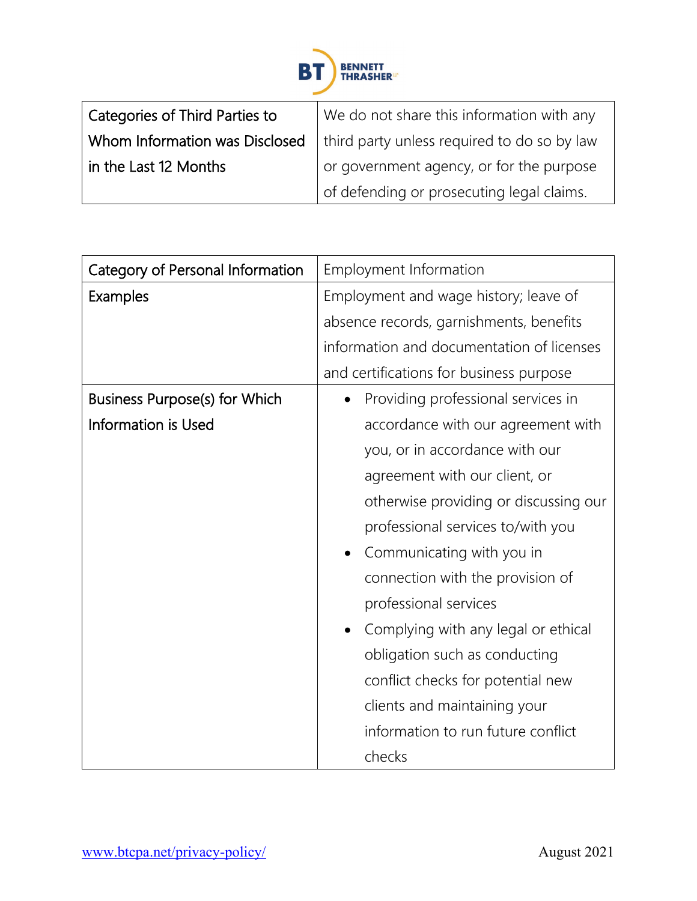| Categories of Third Parties to Whom Information was Disclosed in the Last 12 Months | We do not share this information with any third party unless required to do so by law or government agency, or for the purpose of defending or prosecuting legal claims. |
|---|---|

| Category of Personal Information | Employment Information |
|---|---|
| Examples | Employment and wage history; leave of absence records, garnishments, benefits information and documentation of licenses and certifications for business purpose |
| Business Purpose(s) for Which Information is Used | • Providing professional services in accordance with our agreement with you, or in accordance with our agreement with our client, or otherwise providing or discussing our professional services to/with you<br>• Communicating with you in connection with the provision of professional services<br>• Complying with any legal or ethical obligation such as conducting conflict checks for potential new clients and maintaining your information to run future conflict checks |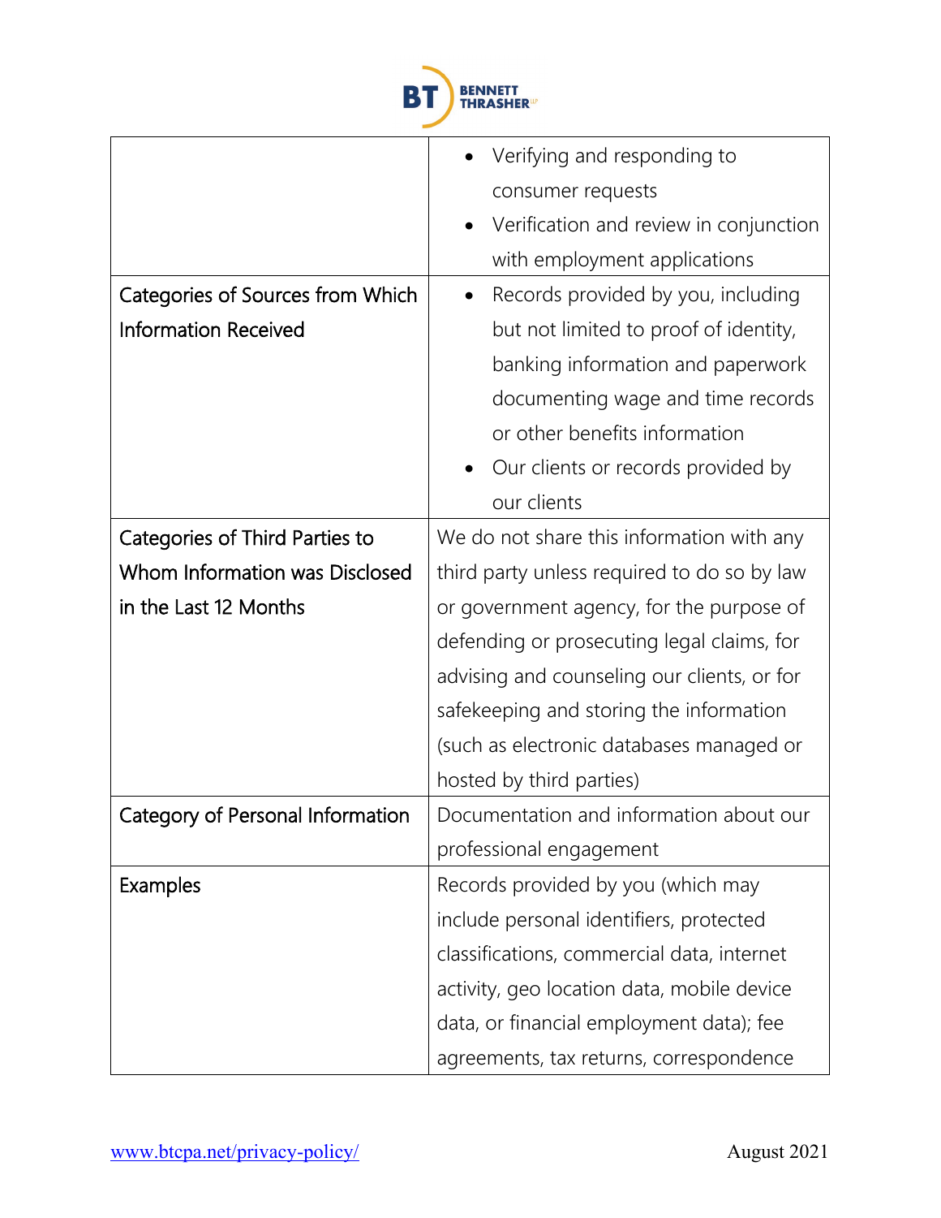| | |
|---|---|
| | • Verifying and responding to consumer requests<br>• Verification and review in conjunction with employment applications |
| Categories of Sources from Which Information Received | • Records provided by you, including but not limited to proof of identity, banking information and paperwork documenting wage and time records or other benefits information<br>• Our clients or records provided by our clients |
| Categories of Third Parties to Whom Information was Disclosed in the Last 12 Months | We do not share this information with any third party unless required to do so by law or government agency, for the purpose of defending or prosecuting legal claims, for advising and counseling our clients, or for safekeeping and storing the information (such as electronic databases managed or hosted by third parties) |
| Category of Personal Information | Documentation and information about our professional engagement |
| Examples | Records provided by you (which may include personal identifiers, protected classifications, commercial data, internet activity, geo location data, mobile device data, or financial employment data); fee agreements, tax returns, correspondence |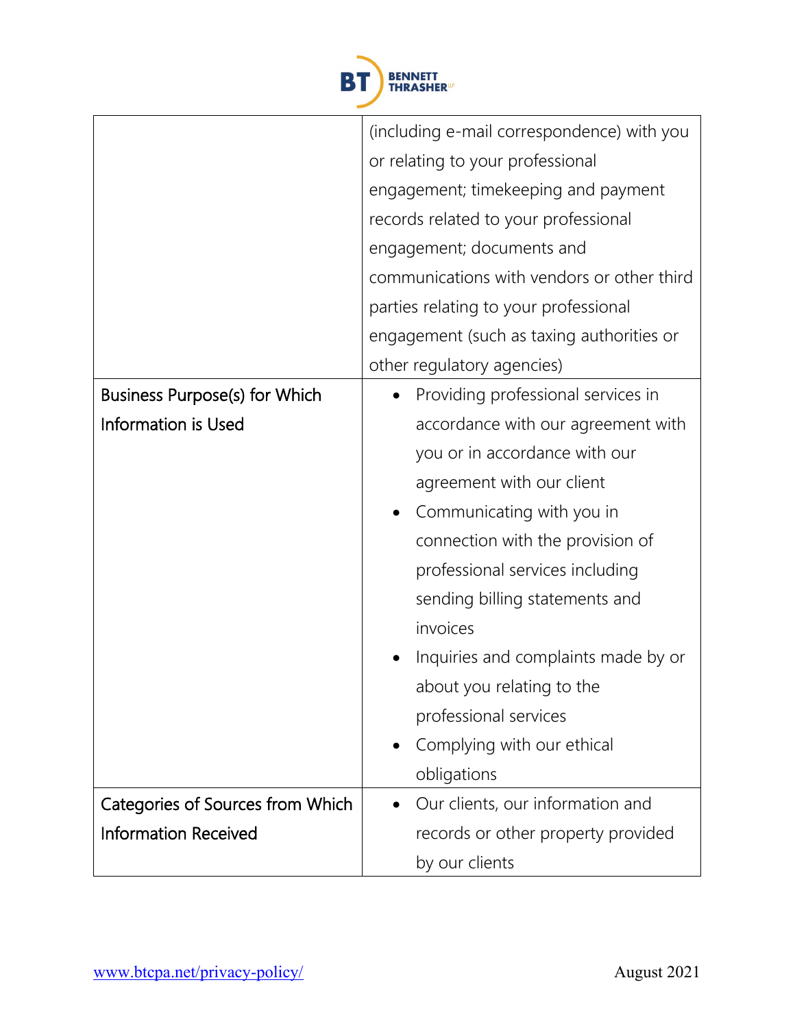| | |
|---|---|
| | (including e-mail correspondence) with you or relating to your professional engagement; timekeeping and payment records related to your professional engagement; documents and communications with vendors or other third parties relating to your professional engagement (such as taxing authorities or other regulatory agencies) |
| Business Purpose(s) for Which Information is Used | • Providing professional services in accordance with our agreement with you or in accordance with our agreement with our client<br>• Communicating with you in connection with the provision of professional services including sending billing statements and invoices<br>• Inquiries and complaints made by or about you relating to the professional services<br>• Complying with our ethical obligations |
| Categories of Sources from Which Information Received | • Our clients, our information and records or other property provided by our clients |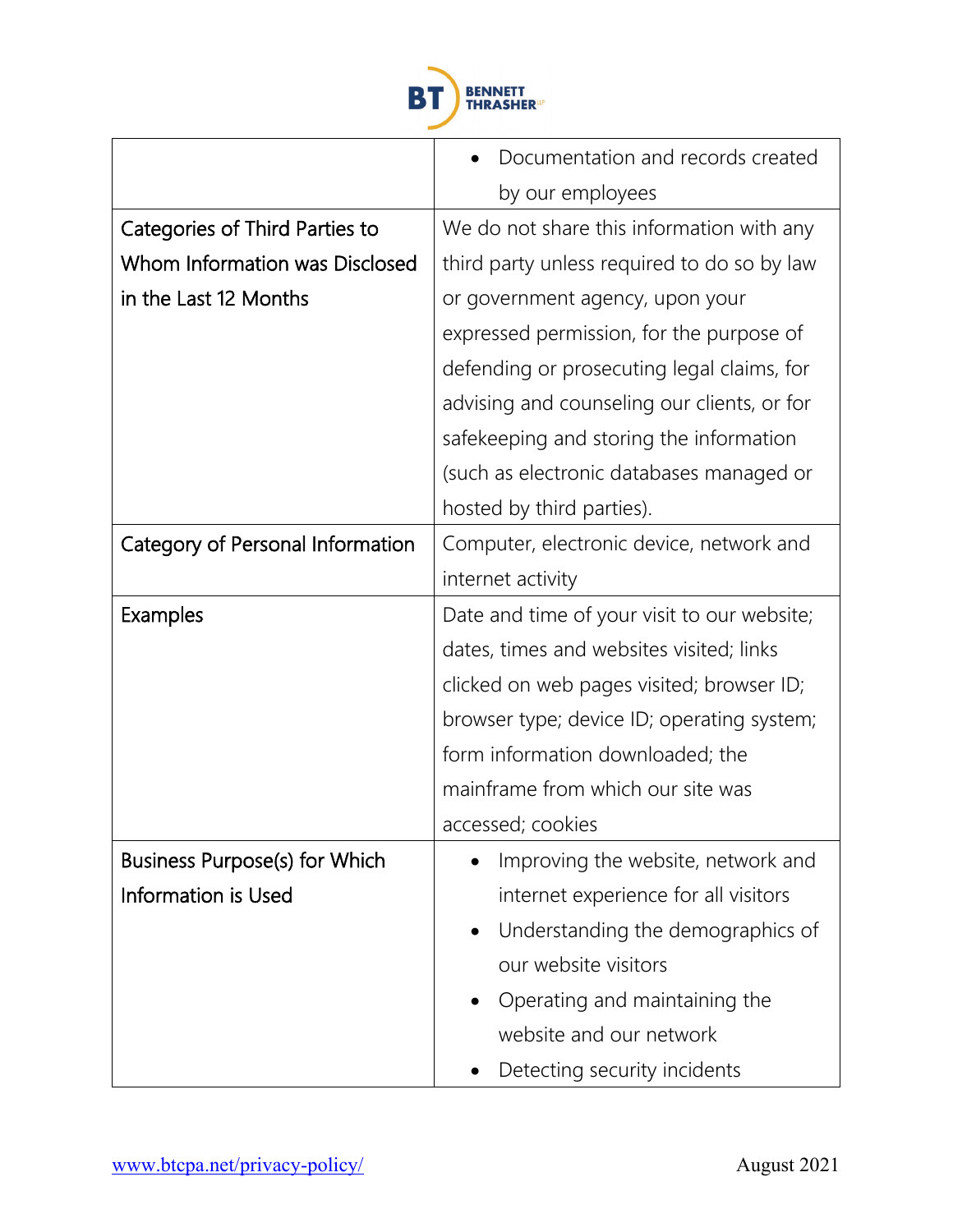|  |  |
| --- | --- |
|  | • Documentation and records created by our employees |
| Categories of Third Parties to Whom Information was Disclosed in the Last 12 Months | We do not share this information with any third party unless required to do so by law or government agency, upon your expressed permission, for the purpose of defending or prosecuting legal claims, for advising and counseling our clients, or for safekeeping and storing the information (such as electronic databases managed or hosted by third parties). |
| Category of Personal Information | Computer, electronic device, network and internet activity |
| Examples | Date and time of your visit to our website; dates, times and websites visited; links clicked on web pages visited; browser ID; browser type; device ID; operating system; form information downloaded; the mainframe from which our site was accessed; cookies |
| Business Purpose(s) for Which Information is Used | • Improving the website, network and internet experience for all visitors<br>• Understanding the demographics of our website visitors<br>• Operating and maintaining the website and our network<br>• Detecting security incidents |

[www.btcpa.net/privacy-policy/](http://www.btcpa.net/privacy-policy/) August 2021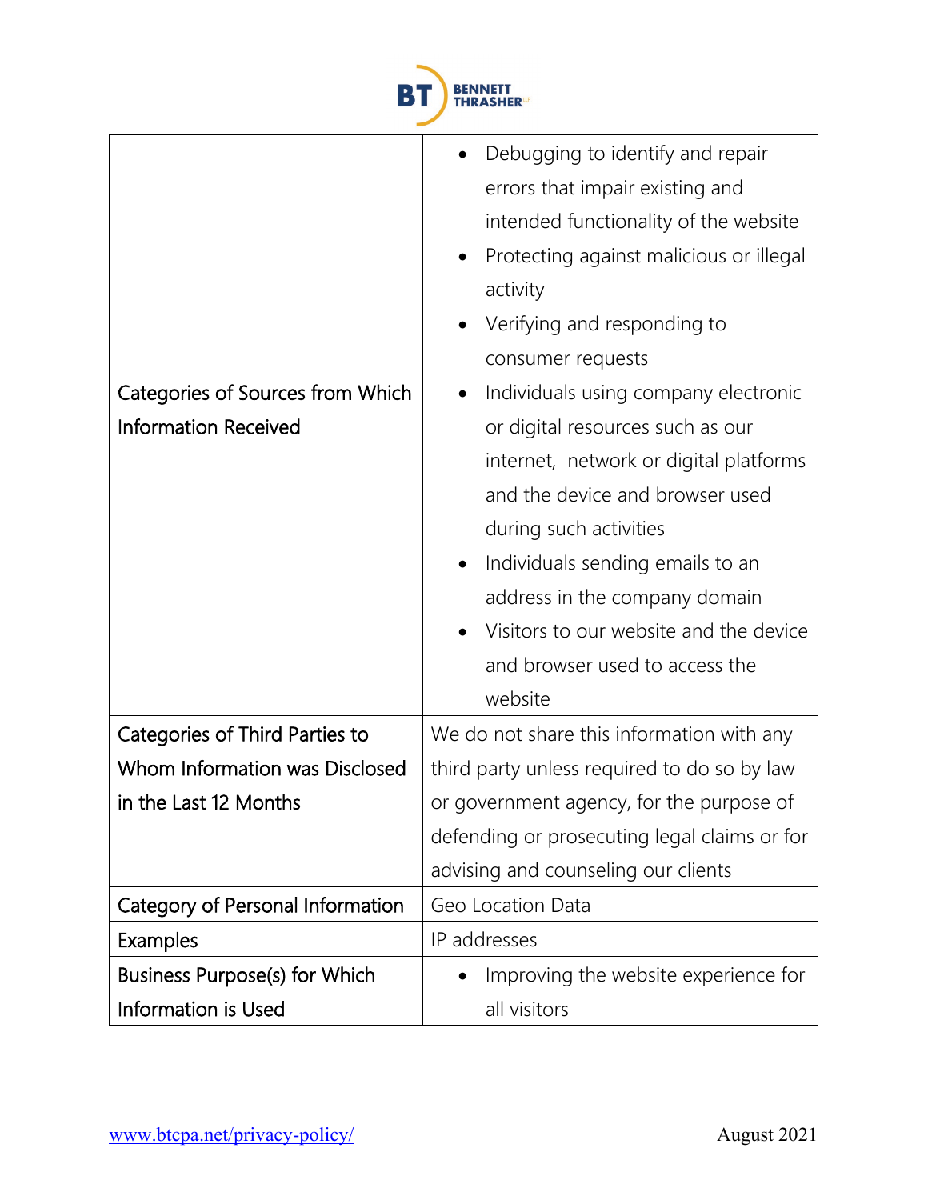| | |
|---|---|
| | • Debugging to identify and repair errors that impair existing and intended functionality of the website<br>• Protecting against malicious or illegal activity<br>• Verifying and responding to consumer requests |
| Categories of Sources from Which Information Received | • Individuals using company electronic or digital resources such as our internet, network or digital platforms and the device and browser used during such activities<br>• Individuals sending emails to an address in the company domain<br>• Visitors to our website and the device and browser used to access the website |
| Categories of Third Parties to Whom Information was Disclosed in the Last 12 Months | We do not share this information with any third party unless required to do so by law or government agency, for the purpose of defending or prosecuting legal claims or for advising and counseling our clients |
| Category of Personal Information | Geo Location Data |
| Examples | IP addresses |
| Business Purpose(s) for Which Information is Used | • Improving the website experience for all visitors |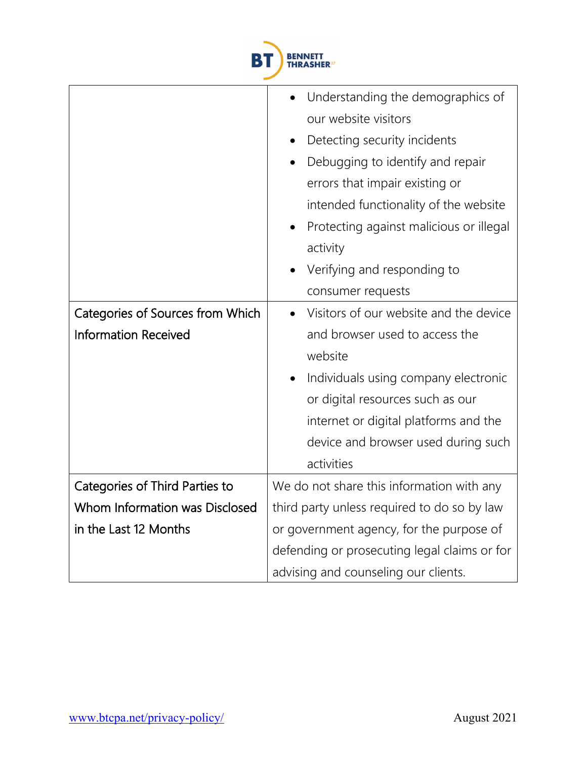| | |
|---|---|
| | • Understanding the demographics of our website visitors<br>• Detecting security incidents<br>• Debugging to identify and repair errors that impair existing or intended functionality of the website<br>• Protecting against malicious or illegal activity<br>• Verifying and responding to consumer requests |
| Categories of Sources from Which Information Received | • Visitors of our website and the device and browser used to access the website<br>• Individuals using company electronic or digital resources such as our internet or digital platforms and the device and browser used during such activities |
| Categories of Third Parties to Whom Information was Disclosed in the Last 12 Months | We do not share this information with any third party unless required to do so by law or government agency, for the purpose of defending or prosecuting legal claims or for advising and counseling our clients. |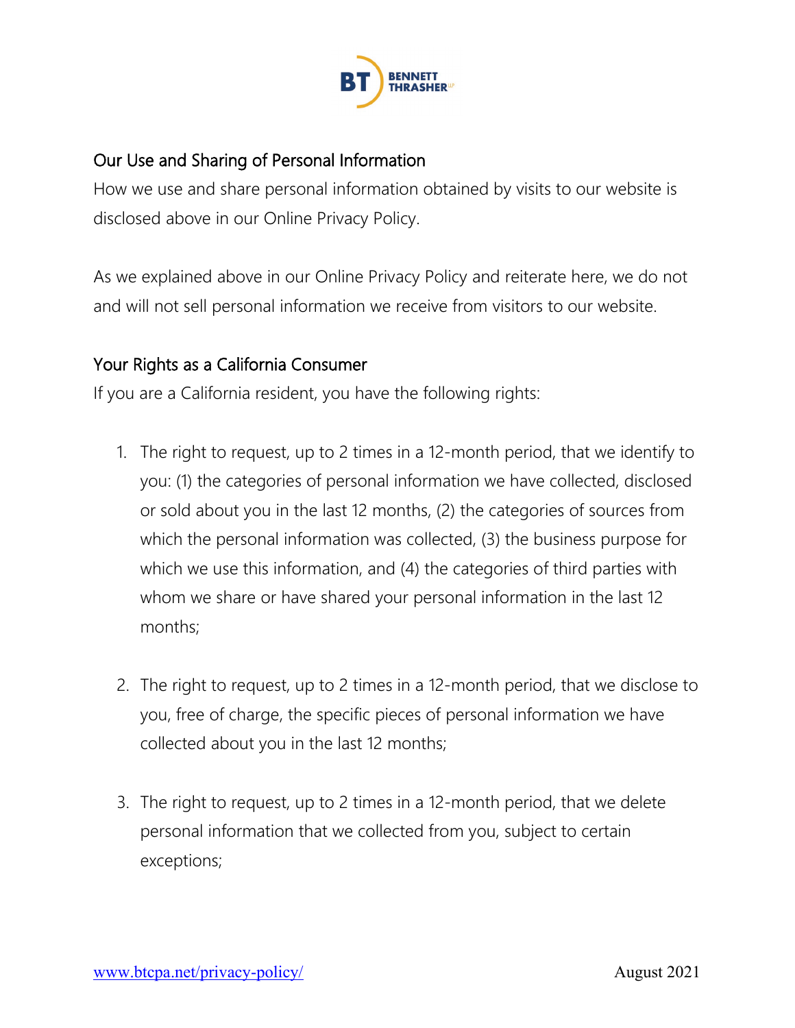## Our Use and Sharing of Personal Information

How we use and share personal information obtained by visits to our website is disclosed above in our Online Privacy Policy.

As we explained above in our Online Privacy Policy and reiterate here, we do not and will not sell personal information we receive from visitors to our website.

## Your Rights as a California Consumer

If you are a California resident, you have the following rights:

1. The right to request, up to 2 times in a 12-month period, that we identify to you: (1) the categories of personal information we have collected, disclosed or sold about you in the last 12 months, (2) the categories of sources from which the personal information was collected, (3) the business purpose for which we use this information, and (4) the categories of third parties with whom we share or have shared your personal information in the last 12 months;

2. The right to request, up to 2 times in a 12-month period, that we disclose to you, free of charge, the specific pieces of personal information we have collected about you in the last 12 months;

3. The right to request, up to 2 times in a 12-month period, that we delete personal information that we collected from you, subject to certain exceptions;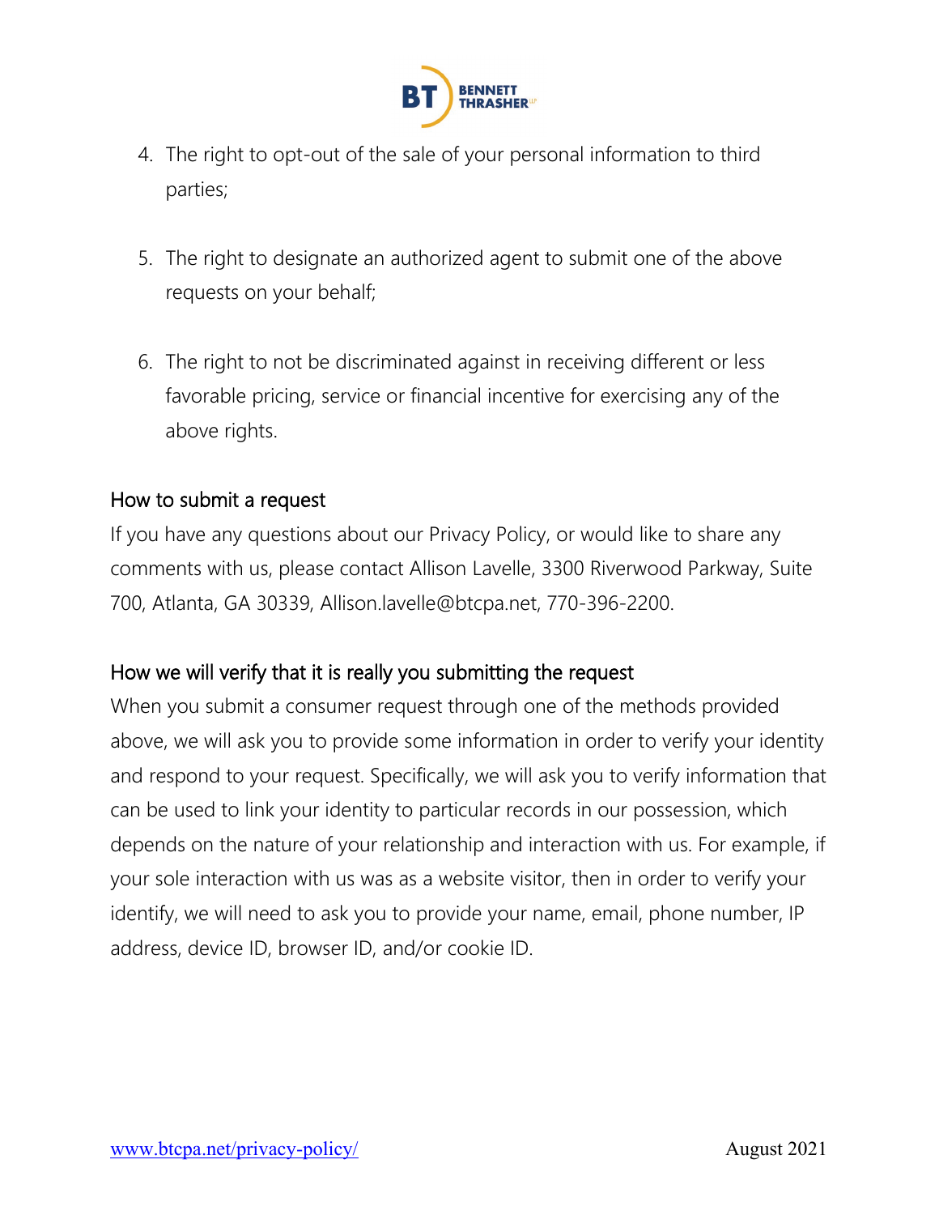4. The right to opt-out of the sale of your personal information to third parties;

5. The right to designate an authorized agent to submit one of the above requests on your behalf;

6. The right to not be discriminated against in receiving different or less favorable pricing, service or financial incentive for exercising any of the above rights.

### How to submit a request

If you have any questions about our Privacy Policy, or would like to share any comments with us, please contact Allison Lavelle, 3300 Riverwood Parkway, Suite 700, Atlanta, GA 30339, Allison.lavelle@btcpa.net, 770-396-2200.

### How we will verify that it is really you submitting the request

When you submit a consumer request through one of the methods provided above, we will ask you to provide some information in order to verify your identity and respond to your request. Specifically, we will ask you to verify information that can be used to link your identity to particular records in our possession, which depends on the nature of your relationship and interaction with us. For example, if your sole interaction with us was as a website visitor, then in order to verify your identify, we will need to ask you to provide your name, email, phone number, IP address, device ID, browser ID, and/or cookie ID.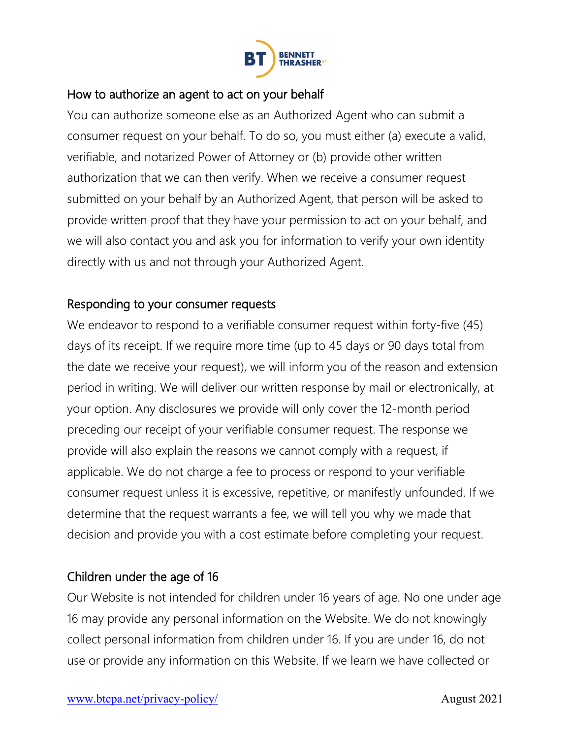## How to authorize an agent to act on your behalf

You can authorize someone else as an Authorized Agent who can submit a consumer request on your behalf. To do so, you must either (a) execute a valid, verifiable, and notarized Power of Attorney or (b) provide other written authorization that we can then verify. When we receive a consumer request submitted on your behalf by an Authorized Agent, that person will be asked to provide written proof that they have your permission to act on your behalf, and we will also contact you and ask you for information to verify your own identity directly with us and not through your Authorized Agent.

## Responding to your consumer requests

We endeavor to respond to a verifiable consumer request within forty-five (45) days of its receipt. If we require more time (up to 45 days or 90 days total from the date we receive your request), we will inform you of the reason and extension period in writing. We will deliver our written response by mail or electronically, at your option. Any disclosures we provide will only cover the 12-month period preceding our receipt of your verifiable consumer request. The response we provide will also explain the reasons we cannot comply with a request, if applicable. We do not charge a fee to process or respond to your verifiable consumer request unless it is excessive, repetitive, or manifestly unfounded. If we determine that the request warrants a fee, we will tell you why we made that decision and provide you with a cost estimate before completing your request.

## Children under the age of 16

Our Website is not intended for children under 16 years of age. No one under age 16 may provide any personal information on the Website. We do not knowingly collect personal information from children under 16. If you are under 16, do not use or provide any information on this Website. If we learn we have collected or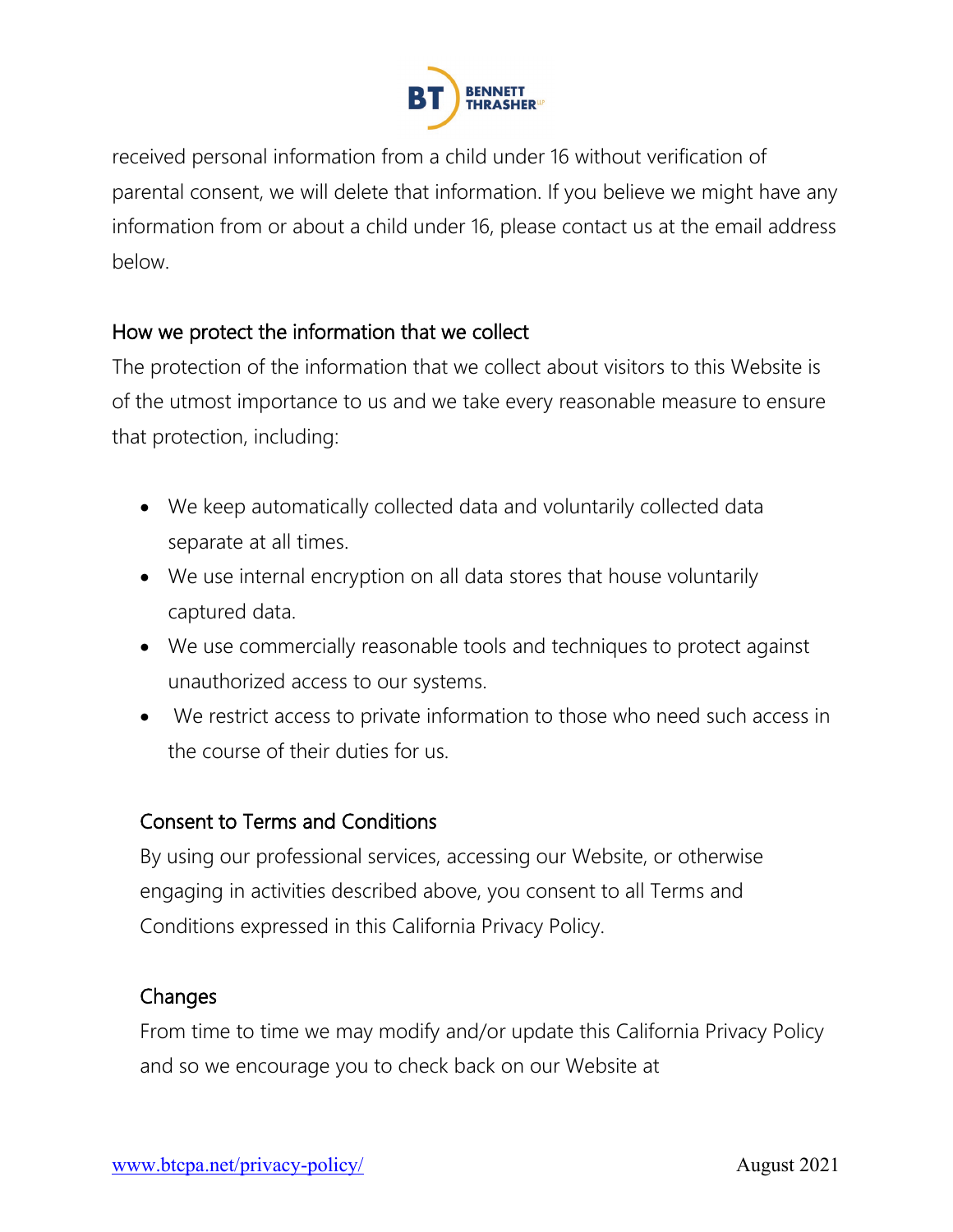received personal information from a child under 16 without verification of parental consent, we will delete that information. If you believe we might have any information from or about a child under 16, please contact us at the email address below.

## How we protect the information that we collect

The protection of the information that we collect about visitors to this Website is of the utmost importance to us and we take every reasonable measure to ensure that protection, including:

- We keep automatically collected data and voluntarily collected data separate at all times.
- We use internal encryption on all data stores that house voluntarily captured data.
- We use commercially reasonable tools and techniques to protect against unauthorized access to our systems.
- We restrict access to private information to those who need such access in the course of their duties for us.

## Consent to Terms and Conditions

By using our professional services, accessing our Website, or otherwise engaging in activities described above, you consent to all Terms and Conditions expressed in this California Privacy Policy.

## Changes

From time to time we may modify and/or update this California Privacy Policy and so we encourage you to check back on our Website at

[www.btcpa.net/privacy-policy/](www.btcpa.net/privacy-policy/) August 2021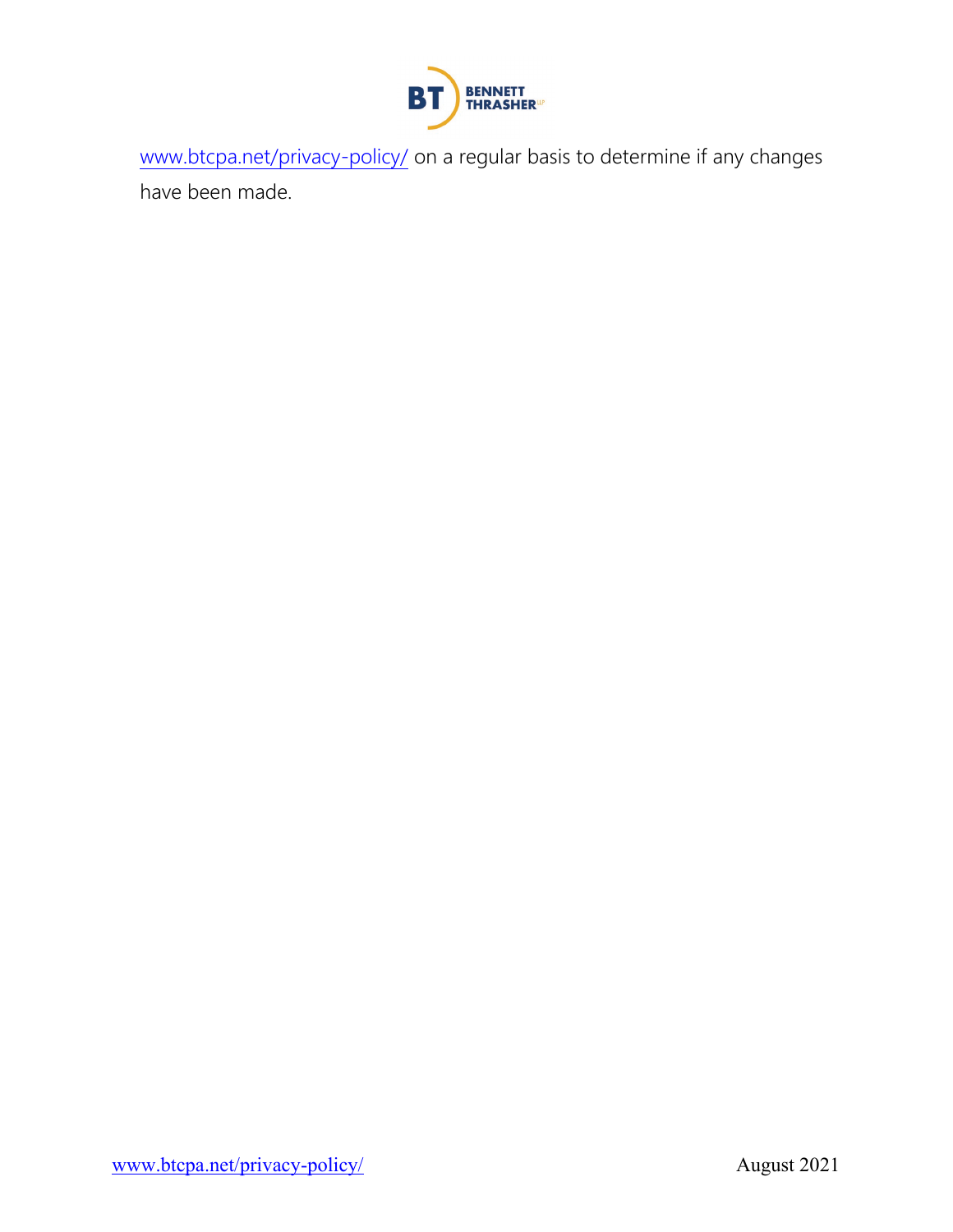www.btcpa.net/privacy-policy/ on a regular basis to determine if any changes have been made.